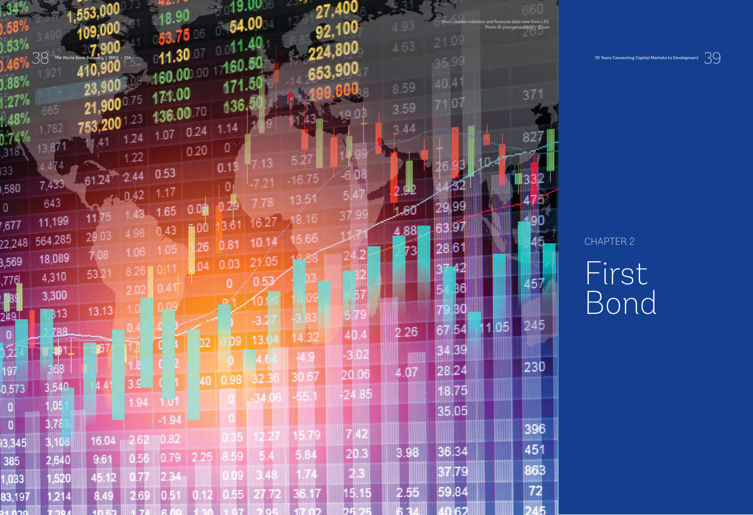Stock market indicator and financial data view from LED.
Photo © phongphan5922 / iStock

CHAPTER 2

# First Bond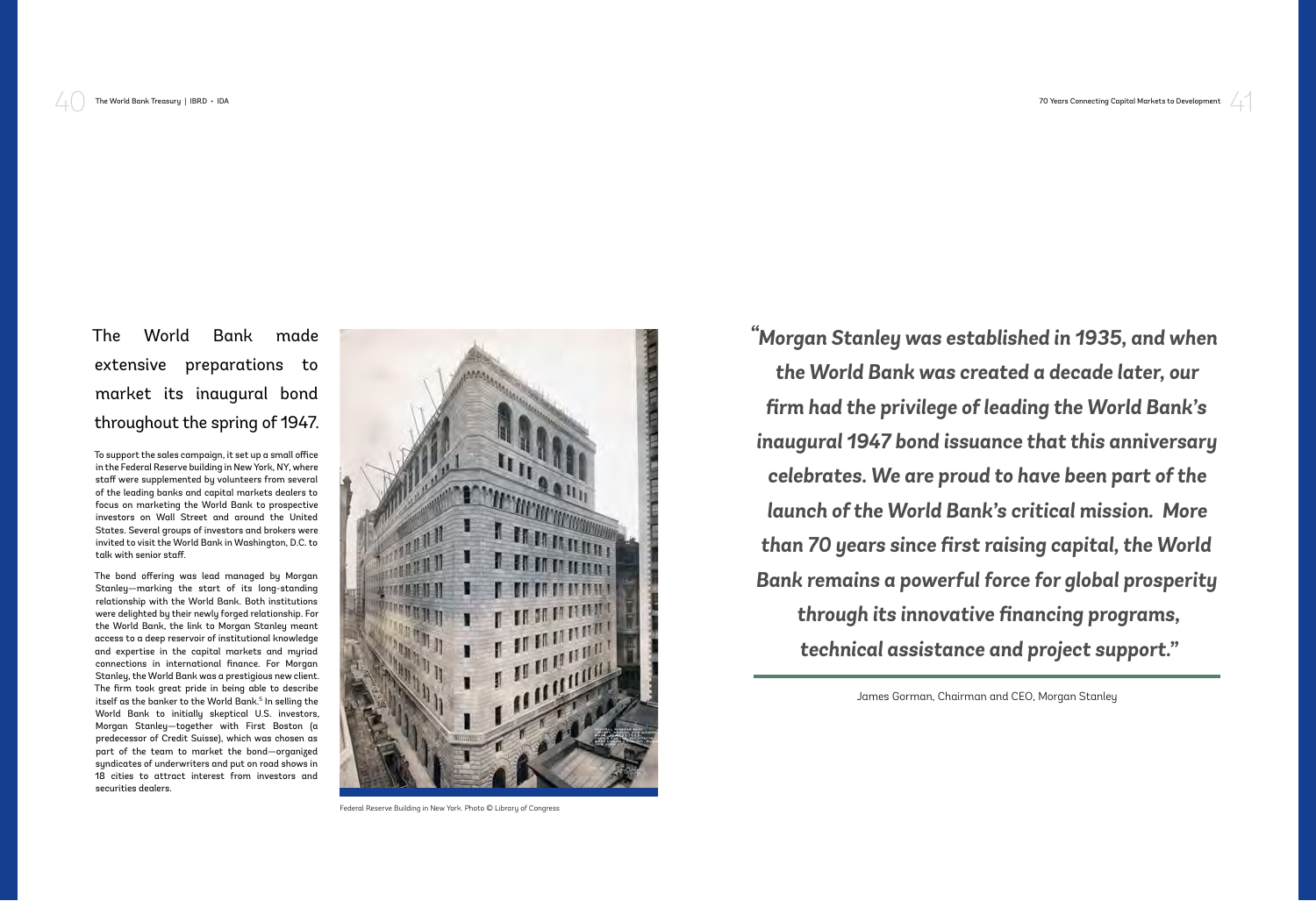## The World Bank made extensive preparations to market its inaugural bond throughout the spring of 1947.

To support the sales campaign, it set up a small office in the Federal Reserve building in New York, NY, where staff were supplemented by volunteers from several of the leading banks and capital markets dealers to focus on marketing the World Bank to prospective investors on Wall Street and around the United States. Several groups of investors and brokers were invited to visit the World Bank in Washington, D.C. to talk with senior staff.

The bond offering was lead managed by Morgan Stanley—marking the start of its long-standing relationship with the World Bank. Both institutions were delighted by their newly forged relationship. For the World Bank, the link to Morgan Stanley meant access to a deep reservoir of institutional knowledge and expertise in the capital markets and myriad connections in international finance. For Morgan Stanley, the World Bank was a prestigious new client. The firm took great pride in being able to describe itself as the banker to the World Bank.[5] In selling the World Bank to initially skeptical U.S. investors, Morgan Stanley—together with First Boston (a predecessor of Credit Suisse), which was chosen as part of the team to market the bond—organized syndicates of underwriters and put on road shows in 18 cities to attract interest from investors and securities dealers.

Federal Reserve Building in New York. Photo © Library of Congress

***"Morgan Stanley was established in 1935, and when the World Bank was created a decade later, our firm had the privilege of leading the World Bank's inaugural 1947 bond issuance that this anniversary celebrates. We are proud to have been part of the launch of the World Bank's critical mission. More than 70 years since first raising capital, the World Bank remains a powerful force for global prosperity through its innovative financing programs, technical assistance and project support."***

James Gorman, Chairman and CEO, Morgan Stanley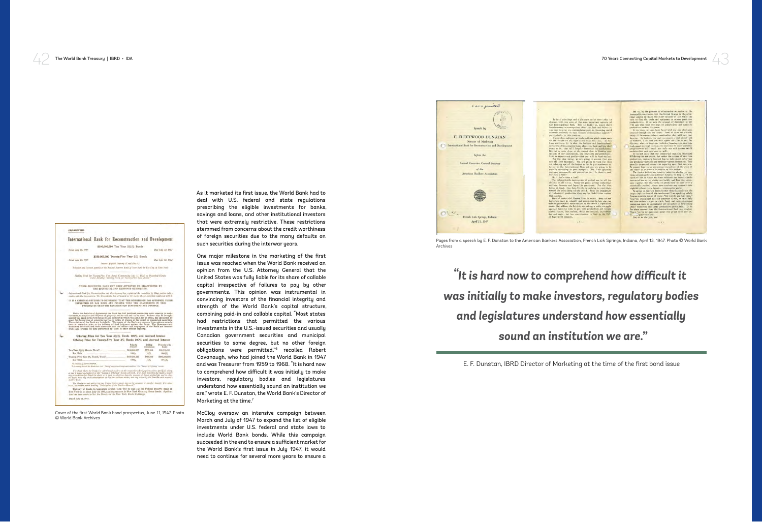As it marketed its first issue, the World Bank had to deal with U.S. federal and state regulations prescribing the eligible investments for banks, savings and loans, and other institutional investors that were extremely restrictive. These restrictions stemmed from concerns about the credit worthiness of foreign securities due to the many defaults on such securities during the interwar years.

One major milestone in the marketing of the first issue was reached when the World Bank received an opinion from the U.S. Attorney General that the United States was fully liable for its share of callable capital irrespective of failures to pay by other governments. This opinion was instrumental in convincing investors of the financial integrity and strength of the World Bank's capital structure, combining paid-in and callable capital. "Most states had restrictions that permitted the various investments in the U.S.-issued securities and usually Canadian government securities and municipal securities to some degree, but no other foreign obligations were permitted,"[6] recalled Robert Cavanaugh, who had joined the World Bank in 1947 and was Treasurer from 1959 to 1968. "It is hard now to comprehend how difficult it was initially to make investors, regulatory bodies and legislatures understand how essentially sound an institution we are," wrote E. F. Dunstan, the World Bank's Director of Marketing at the time.[7]

McCloy oversaw an intensive campaign between March and July of 1947 to expand the list of eligible investments under U.S. federal and state laws to include World Bank bonds. While this campaign succeeded in the end to ensure a sufficient market for the World Bank's first issue in July 1947, it would need to continue for several more years to ensure a

Cover of the first World Bank bond prospectus, June 11, 1947. Photo © World Bank Archives

Pages from a speech by E. F. Dunstan to the American Bankers Association, French Lick Springs, Indiana, April 13, 1947. Photo © World Bank Archives

> *"It is hard now to comprehend how difficult it was initially to make investors, regulatory bodies and legislatures understand how essentially sound an institution we are."*
>
> E. F. Dunstan, IBRD Director of Marketing at the time of the first bond issue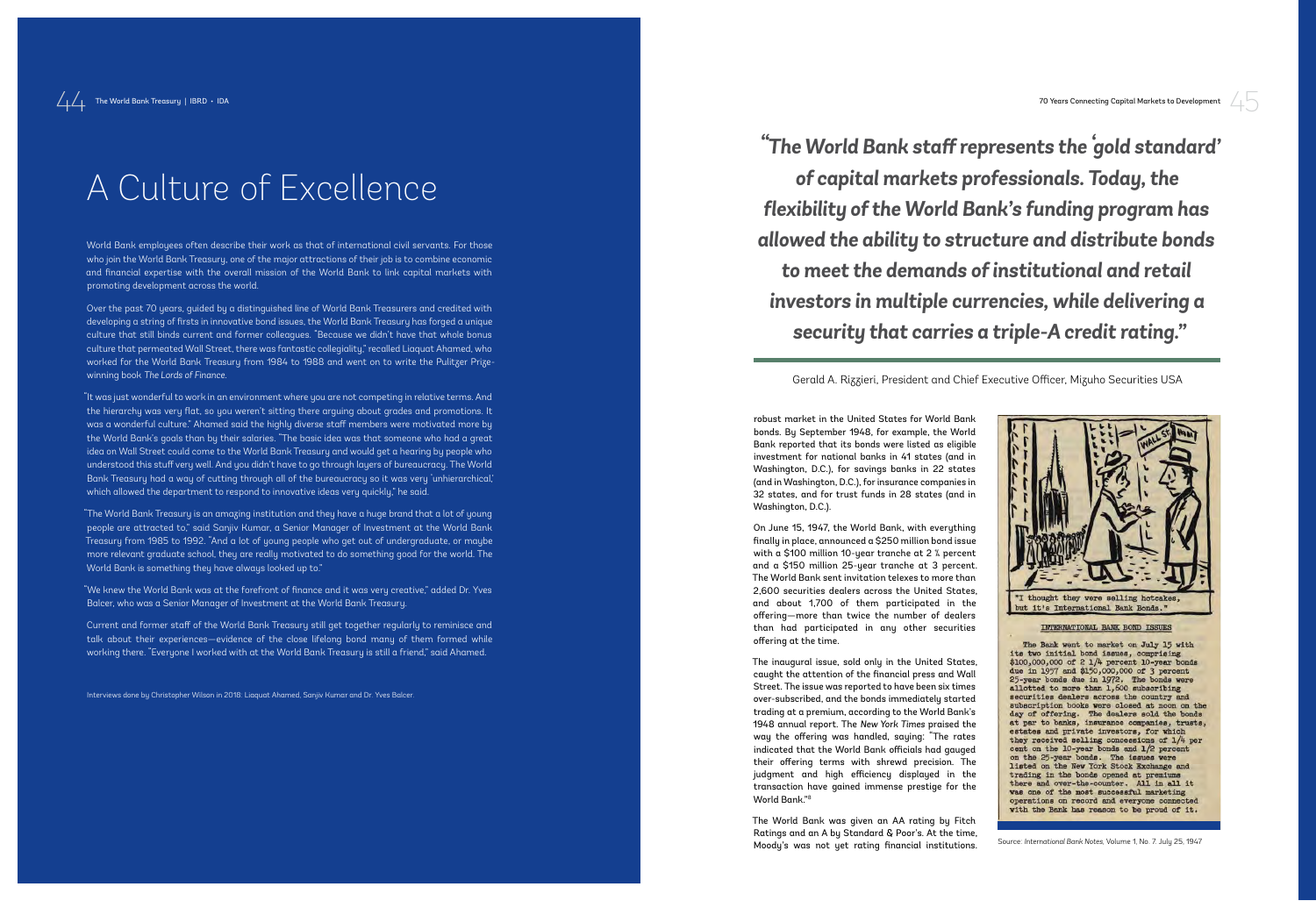# A Culture of Excellence

World Bank employees often describe their work as that of international civil servants. For those who join the World Bank Treasury, one of the major attractions of their job is to combine economic and financial expertise with the overall mission of the World Bank to link capital markets with promoting development across the world.

Over the past 70 years, guided by a distinguished line of World Bank Treasurers and credited with developing a string of firsts in innovative bond issues, the World Bank Treasury has forged a unique culture that still binds current and former colleagues. "Because we didn't have that whole bonus culture that permeated Wall Street, there was fantastic collegiality," recalled Liaquat Ahamed, who worked for the World Bank Treasury from 1984 to 1988 and went on to write the Pulitzer Prize-winning book *The Lords of Finance*.

"It was just wonderful to work in an environment where you are not competing in relative terms. And the hierarchy was very flat, so you weren't sitting there arguing about grades and promotions. It was a wonderful culture." Ahamed said the highly diverse staff members were motivated more by the World Bank's goals than by their salaries. "The basic idea was that someone who had a great idea on Wall Street could come to the World Bank Treasury and would get a hearing by people who understood this stuff very well. And you didn't have to go through layers of bureaucracy. The World Bank Treasury had a way of cutting through all of the bureaucracy so it was very 'unhierarchical,' which allowed the department to respond to innovative ideas very quickly," he said.

"The World Bank Treasury is an amazing institution and they have a huge brand that a lot of young people are attracted to," said Sanjiv Kumar, a Senior Manager of Investment at the World Bank Treasury from 1985 to 1992. "And a lot of young people who get out of undergraduate, or maybe more relevant graduate school, they are really motivated to do something good for the world. The World Bank is something they have always looked up to."

"We knew the World Bank was at the forefront of finance and it was very creative," added Dr. Yves Balcer, who was a Senior Manager of Investment at the World Bank Treasury.

Current and former staff of the World Bank Treasury still get together regularly to reminisce and talk about their experiences—evidence of the close lifelong bond many of them formed while working there. "Everyone I worked with at the World Bank Treasury is still a friend," said Ahamed.

Interviews done by Christopher Wilson in 2018: Liaquat Ahamed, Sanjiv Kumar and Dr. Yves Balcer.

> *"The World Bank staff represents the 'gold standard' of capital markets professionals. Today, the flexibility of the World Bank's funding program has allowed the ability to structure and distribute bonds to meet the demands of institutional and retail investors in multiple currencies, while delivering a security that carries a triple-A credit rating."*
>
> Gerald A. Rizzieri, President and Chief Executive Officer, Mizuho Securities USA

robust market in the United States for World Bank bonds. By September 1948, for example, the World Bank reported that its bonds were listed as eligible investment for national banks in 41 states (and in Washington, D.C.), for savings banks in 22 states (and in Washington, D.C.), for insurance companies in 32 states, and for trust funds in 28 states (and in Washington, D.C.).

On June 15, 1947, the World Bank, with everything finally in place, announced a $250 million bond issue with a $100 million 10-year tranche at 2 ¼ percent and a $150 million 25-year tranche at 3 percent. The World Bank sent invitation telexes to more than 2,600 securities dealers across the United States, and about 1,700 of them participated in the offering—more than twice the number of dealers than had participated in any other securities offering at the time.

The inaugural issue, sold only in the United States, caught the attention of the financial press and Wall Street. The issue was reported to have been six times over-subscribed, and the bonds immediately started trading at a premium, according to the World Bank's 1948 annual report. The *New York Times* praised the way the offering was handled, saying: "The rates indicated that the World Bank officials had gauged their offering terms with shrewd precision. The judgment and high efficiency displayed in the transaction have gained immense prestige for the World Bank."[8]

The World Bank was given an AA rating by Fitch Ratings and an A by Standard & Poor's. At the time, Moody's was not yet rating financial institutions.

"I thought they were selling hotcakes, but it's International Bank Bonds."

INTERNATIONAL BANK BOND ISSUES

The Bank went to market on July 15 with its two initial bond issues, comprising $100,000,000 of 2 1/4 percent 10-year bonds due in 1957 and $150,000,000 of 3 percent 25-year bonds due in 1972. The bonds were allotted to more than 1,500 subscribing securities dealers across the country and subscription books were closed at noon on the day of offering. The dealers sold the bonds at par to banks, insurance companies, trusts, estates and private investors, for which they received selling concessions of 1/4 per cent on the 10-year bonds and 1/2 percent on the 25-year bonds. The issues were listed on the New York Stock Exchange and trading in the bonds opened at premiums there and over-the-counter. All in all it was one of the most successful marketing operations on record and everyone connected with the Bank has reason to be proud of it.

Source: *International Bank Notes*, Volume 1, No. 7. July 25, 1947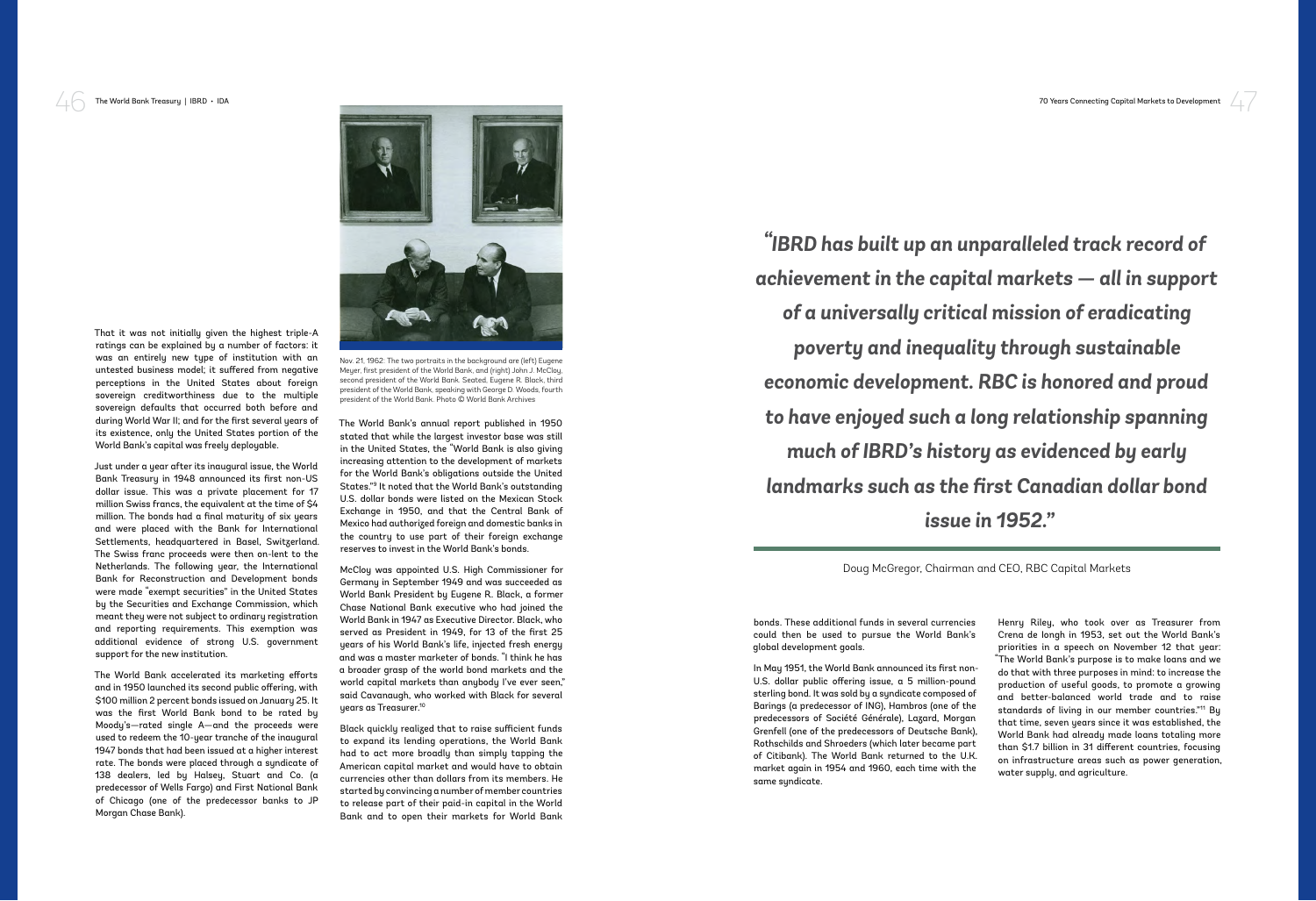That it was not initially given the highest triple-A ratings can be explained by a number of factors: it was an entirely new type of institution with an untested business model; it suffered from negative perceptions in the United States about foreign sovereign creditworthiness due to the multiple sovereign defaults that occurred both before and during World War II; and for the first several years of its existence, only the United States portion of the World Bank's capital was freely deployable.

Just under a year after its inaugural issue, the World Bank Treasury in 1948 announced its first non-US dollar issue. This was a private placement for 17 million Swiss francs, the equivalent at the time of $4 million. The bonds had a final maturity of six years and were placed with the Bank for International Settlements, headquartered in Basel, Switzerland. The Swiss franc proceeds were then on-lent to the Netherlands. The following year, the International Bank for Reconstruction and Development bonds were made "exempt securities" in the United States by the Securities and Exchange Commission, which meant they were not subject to ordinary registration and reporting requirements. This exemption was additional evidence of strong U.S. government support for the new institution.

The World Bank accelerated its marketing efforts and in 1950 launched its second public offering, with $100 million 2 percent bonds issued on January 25. It was the first World Bank bond to be rated by Moody's—rated single A—and the proceeds were used to redeem the 10-year tranche of the inaugural 1947 bonds that had been issued at a higher interest rate. The bonds were placed through a syndicate of 138 dealers, led by Halsey, Stuart and Co. (a predecessor of Wells Fargo) and First National Bank of Chicago (one of the predecessor banks to JP Morgan Chase Bank).

Nov. 21, 1962: The two portraits in the background are (left) Eugene Meyer, first president of the World Bank, and (right) John J. McCloy, second president of the World Bank. Seated, Eugene R. Black, third president of the World Bank, speaking with George D. Woods, fourth president of the World Bank. Photo © World Bank Archives

The World Bank's annual report published in 1950 stated that while the largest investor base was still in the United States, the "World Bank is also giving increasing attention to the development of markets for the World Bank's obligations outside the United States."[9] It noted that the World Bank's outstanding U.S. dollar bonds were listed on the Mexican Stock Exchange in 1950, and that the Central Bank of Mexico had authorized foreign and domestic banks in the country to use part of their foreign exchange reserves to invest in the World Bank's bonds.

McCloy was appointed U.S. High Commissioner for Germany in September 1949 and was succeeded as World Bank President by Eugene R. Black, a former Chase National Bank executive who had joined the World Bank in 1947 as Executive Director. Black, who served as President in 1949, for 13 of the first 25 years of his World Bank's life, injected fresh energy and was a master marketer of bonds. "I think he has a broader grasp of the world bond markets and the world capital markets than anybody I've ever seen," said Cavanaugh, who worked with Black for several years as Treasurer.[10]

Black quickly realized that to raise sufficient funds to expand its lending operations, the World Bank had to act more broadly than simply tapping the American capital market and would have to obtain currencies other than dollars from its members. He started by convincing a number of member countries to release part of their paid-in capital in the World Bank and to open their markets for World Bank bonds. These additional funds in several currencies could then be used to pursue the World Bank's global development goals.

In May 1951, the World Bank announced its first non-U.S. dollar public offering issue, a 5 million-pound sterling bond. It was sold by a syndicate composed of Barings (a predecessor of ING), Hambros (one of the predecessors of Société Générale), Lazard, Morgan Grenfell (one of the predecessors of Deutsche Bank), Rothschilds and Shroeders (which later became part of Citibank). The World Bank returned to the U.K. market again in 1954 and 1960, each time with the same syndicate.

Henry Riley, who took over as Treasurer from Crena de Iongh in 1953, set out the World Bank's priorities in a speech on November 12 that year: "The World Bank's purpose is to make loans and we do that with three purposes in mind: to increase the production of useful goods, to promote a growing and better-balanced world trade and to raise standards of living in our member countries."[11] By that time, seven years since it was established, the World Bank had already made loans totaling more than $1.7 billion in 31 different countries, focusing on infrastructure areas such as power generation, water supply, and agriculture.

> ***"IBRD has built up an unparalleled track record of achievement in the capital markets — all in support of a universally critical mission of eradicating poverty and inequality through sustainable economic development. RBC is honored and proud to have enjoyed such a long relationship spanning much of IBRD's history as evidenced by early landmarks such as the first Canadian dollar bond issue in 1952."***
>
> Doug McGregor, Chairman and CEO, RBC Capital Markets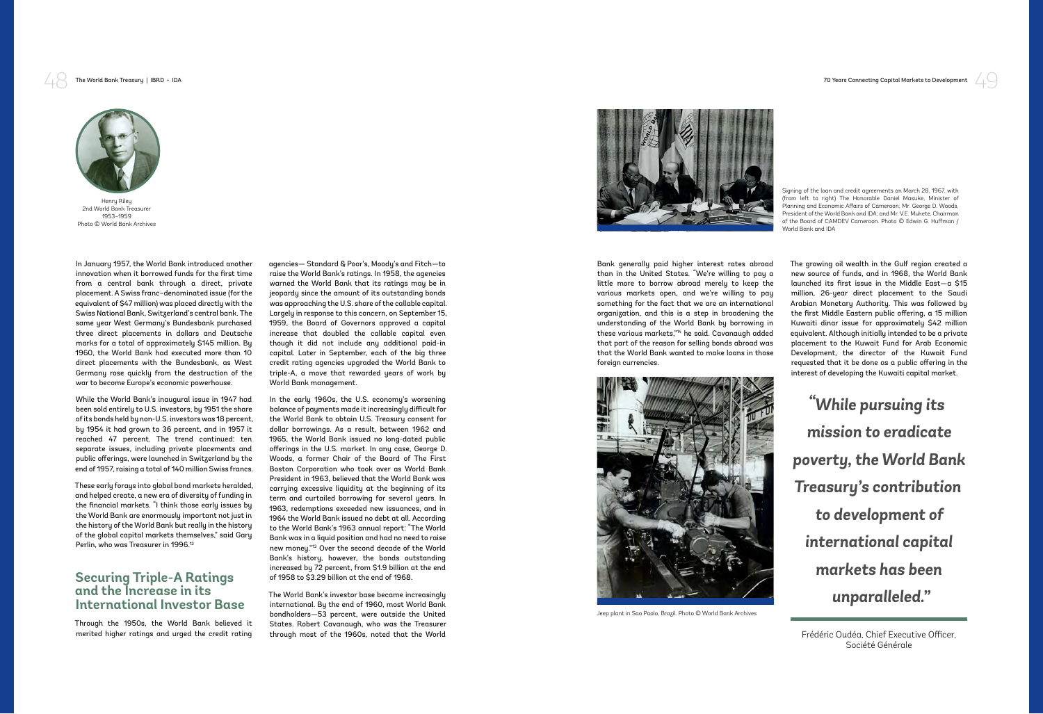Henry Riley
2nd World Bank Treasurer
1953–1959
Photo © World Bank Archives

In January 1957, the World Bank introduced another innovation when it borrowed funds for the first time from a central bank through a direct, private placement. A Swiss franc–denominated issue (for the equivalent of $47 million) was placed directly with the Swiss National Bank, Switzerland's central bank. The same year West Germany's Bundesbank purchased three direct placements in dollars and Deutsche marks for a total of approximately $145 million. By 1960, the World Bank had executed more than 10 direct placements with the Bundesbank, as West Germany rose quickly from the destruction of the war to become Europe's economic powerhouse.

While the World Bank's inaugural issue in 1947 had been sold entirely to U.S. investors, by 1951 the share of its bonds held by non-U.S. investors was 18 percent, by 1954 it had grown to 36 percent, and in 1957 it reached 47 percent. The trend continued: ten separate issues, including private placements and public offerings, were launched in Switzerland by the end of 1957, raising a total of 140 million Swiss francs.

These early forays into global bond markets heralded, and helped create, a new era of diversity of funding in the financial markets. "I think those early issues by the World Bank are enormously important not just in the history of the World Bank but really in the history of the global capital markets themselves," said Gary Perlin, who was Treasurer in 1996.[12]

## Securing Triple-A Ratings and the Increase in its International Investor Base

Through the 1950s, the World Bank believed it merited higher ratings and urged the credit rating agencies— Standard & Poor's, Moody's and Fitch—to raise the World Bank's ratings. In 1958, the agencies warned the World Bank that its ratings may be in jeopardy since the amount of its outstanding bonds was approaching the U.S. share of the callable capital. Largely in response to this concern, on September 15, 1959, the Board of Governors approved a capital increase that doubled the callable capital even though it did not include any additional paid-in capital. Later in September, each of the big three credit rating agencies upgraded the World Bank to triple-A, a move that rewarded years of work by World Bank management.

In the early 1960s, the U.S. economy's worsening balance of payments made it increasingly difficult for the World Bank to obtain U.S. Treasury consent for dollar borrowings. As a result, between 1962 and 1965, the World Bank issued no long-dated public offerings in the U.S. market. In any case, George D. Woods, a former Chair of the Board of The First Boston Corporation who took over as World Bank President in 1963, believed that the World Bank was carrying excessive liquidity at the beginning of its term and curtailed borrowing for several years. In 1963, redemptions exceeded new issuances, and in 1964 the World Bank issued no debt at all. According to the World Bank's 1963 annual report: "The World Bank was in a liquid position and had no need to raise new money."[13] Over the second decade of the World Bank's history, however, the bonds outstanding increased by 72 percent, from $1.9 billion at the end of 1958 to $3.29 billion at the end of 1968.

The World Bank's investor base became increasingly international. By the end of 1960, most World Bank bondholders—53 percent, were outside the United States. Robert Cavanaugh, who was the Treasurer through most of the 1960s, noted that the World Bank generally paid higher interest rates abroad than in the United States. "We're willing to pay a little more to borrow abroad merely to keep the various markets open, and we're willing to pay something for the fact that we are an international organization, and this is a step in broadening the understanding of the World Bank by borrowing in these various markets,"[14] he said. Cavanaugh added that part of the reason for selling bonds abroad was that the World Bank wanted to make loans in those foreign currencies.

Jeep plant in Sao Paolo, Brazil. Photo © World Bank Archives

Signing of the loan and credit agreements on March 28, 1967, with (from left to right) The Honorable Daniel Masuke, Minister of Planning and Economic Affairs of Cameroon; Mr. George D. Woods, President of the World Bank and IDA, and Mr. V.E. Mukete, Chairman of the Board of CAMDEV Cameroon. Photo © Edwin G. Huffman / World Bank and IDA

The growing oil wealth in the Gulf region created a new source of funds, and in 1968, the World Bank launched its first issue in the Middle East—a $15 million, 26-year direct placement to the Saudi Arabian Monetary Authority. This was followed by the first Middle Eastern public offering, a 15 million Kuwaiti dinar issue for approximately $42 million equivalent. Although initially intended to be a private placement to the Kuwait Fund for Arab Economic Development, the director of the Kuwait Fund requested that it be done as a public offering in the interest of developing the Kuwaiti capital market.

> ***"While pursuing its mission to eradicate poverty, the World Bank Treasury's contribution to development of international capital markets has been unparalleled."***
>
> Frédéric Oudéa, Chief Executive Officer, Société Générale